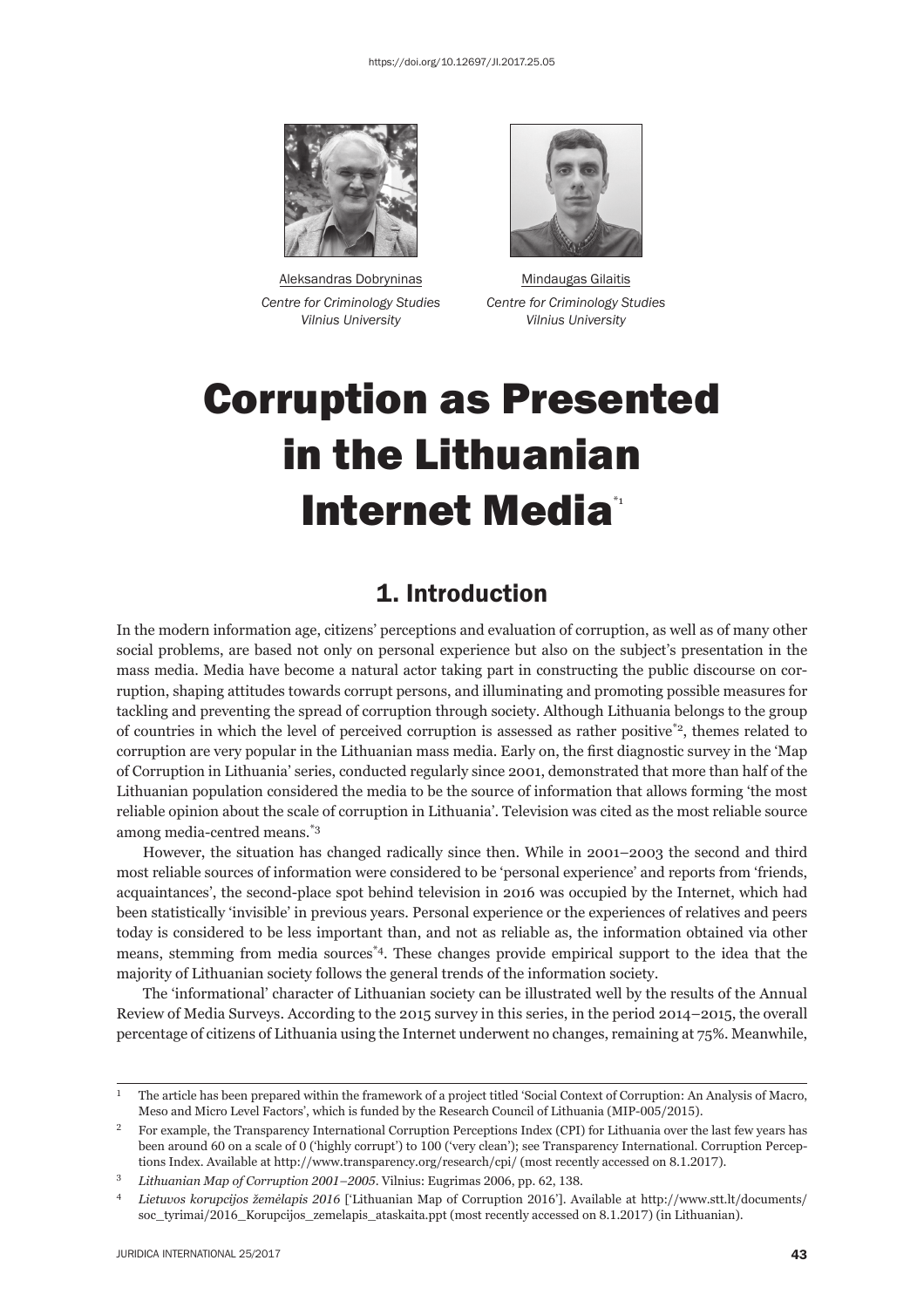https://doi.org/10.12697/JI.2017.25.05

Aleksandras Dobryninas
*Centre for Criminology Studies*
*Vilnius University*

Mindaugas Gilaitis
*Centre for Criminology Studies*
*Vilnius University*

# Corruption as Presented in the Lithuanian Internet Media[*1]

## 1. Introduction

In the modern information age, citizens' perceptions and evaluation of corruption, as well as of many other social problems, are based not only on personal experience but also on the subject's presentation in the mass media. Media have become a natural actor taking part in constructing the public discourse on corruption, shaping attitudes towards corrupt persons, and illuminating and promoting possible measures for tackling and preventing the spread of corruption through society. Although Lithuania belongs to the group of countries in which the level of perceived corruption is assessed as rather positive[*2], themes related to corruption are very popular in the Lithuanian mass media. Early on, the first diagnostic survey in the 'Map of Corruption in Lithuania' series, conducted regularly since 2001, demonstrated that more than half of the Lithuanian population considered the media to be the source of information that allows forming 'the most reliable opinion about the scale of corruption in Lithuania'. Television was cited as the most reliable source among media-centred means.[*3]

However, the situation has changed radically since then. While in 2001–2003 the second and third most reliable sources of information were considered to be 'personal experience' and reports from 'friends, acquaintances', the second-place spot behind television in 2016 was occupied by the Internet, which had been statistically 'invisible' in previous years. Personal experience or the experiences of relatives and peers today is considered to be less important than, and not as reliable as, the information obtained via other means, stemming from media sources[*4]. These changes provide empirical support to the idea that the majority of Lithuanian society follows the general trends of the information society.

The 'informational' character of Lithuanian society can be illustrated well by the results of the Annual Review of Media Surveys. According to the 2015 survey in this series, in the period 2014–2015, the overall percentage of citizens of Lithuania using the Internet underwent no changes, remaining at 75%. Meanwhile,

---

1 The article has been prepared within the framework of a project titled 'Social Context of Corruption: An Analysis of Macro, Meso and Micro Level Factors', which is funded by the Research Council of Lithuania (MIP-005/2015).

2 For example, the Transparency International Corruption Perceptions Index (CPI) for Lithuania over the last few years has been around 60 on a scale of 0 ('highly corrupt') to 100 ('very clean'); see Transparency International. Corruption Perceptions Index. Available at http://www.transparency.org/research/cpi/ (most recently accessed on 8.1.2017).

3 *Lithuanian Map of Corruption 2001–2005*. Vilnius: Eugrimas 2006, pp. 62, 138.

4 *Lietuvos korupcijos žemėlapis 2016* ['Lithuanian Map of Corruption 2016']. Available at http://www.stt.lt/documents/soc_tyrimai/2016_Korupcijos_zemelapis_ataskaita.ppt (most recently accessed on 8.1.2017) (in Lithuanian).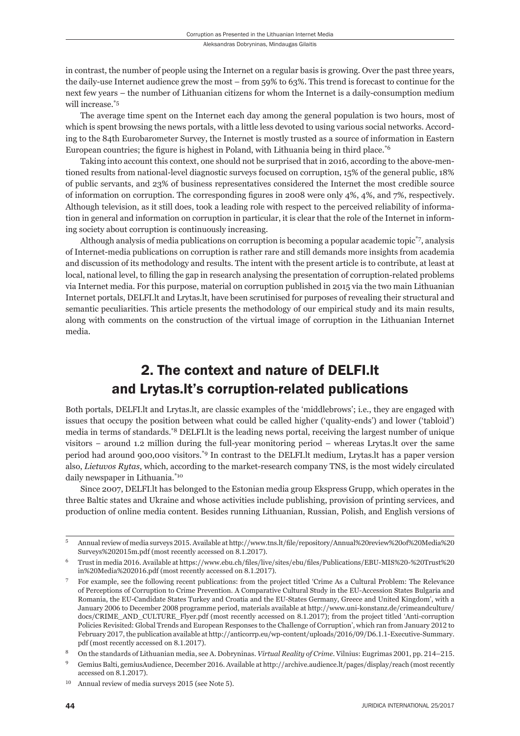in contrast, the number of people using the Internet on a regular basis is growing. Over the past three years, the daily-use Internet audience grew the most – from 59% to 63%. This trend is forecast to continue for the next few years – the number of Lithuanian citizens for whom the Internet is a daily-consumption medium will increase.[*5]

The average time spent on the Internet each day among the general population is two hours, most of which is spent browsing the news portals, with a little less devoted to using various social networks. According to the 84th Eurobarometer Survey, the Internet is mostly trusted as a source of information in Eastern European countries; the figure is highest in Poland, with Lithuania being in third place.[*6]

Taking into account this context, one should not be surprised that in 2016, according to the above-mentioned results from national-level diagnostic surveys focused on corruption, 15% of the general public, 18% of public servants, and 23% of business representatives considered the Internet the most credible source of information on corruption. The corresponding figures in 2008 were only 4%, 4%, and 7%, respectively. Although television, as it still does, took a leading role with respect to the perceived reliability of information in general and information on corruption in particular, it is clear that the role of the Internet in informing society about corruption is continuously increasing.

Although analysis of media publications on corruption is becoming a popular academic topic[*7], analysis of Internet-media publications on corruption is rather rare and still demands more insights from academia and discussion of its methodology and results. The intent with the present article is to contribute, at least at local, national level, to filling the gap in research analysing the presentation of corruption-related problems via Internet media. For this purpose, material on corruption published in 2015 via the two main Lithuanian Internet portals, DELFI.lt and Lrytas.lt, have been scrutinised for purposes of revealing their structural and semantic peculiarities. This article presents the methodology of our empirical study and its main results, along with comments on the construction of the virtual image of corruption in the Lithuanian Internet media.

## 2. The context and nature of DELFI.lt and Lrytas.lt's corruption-related publications

Both portals, DELFI.lt and Lrytas.lt, are classic examples of the 'middlebrows'; i.e., they are engaged with issues that occupy the position between what could be called higher ('quality-ends') and lower ('tabloid') media in terms of standards.[*8] DELFI.lt is the leading news portal, receiving the largest number of unique visitors – around 1.2 million during the full-year monitoring period – whereas Lrytas.lt over the same period had around 900,000 visitors.[*9] In contrast to the DELFI.lt medium, Lrytas.lt has a paper version also, *Lietuvos Rytas*, which, according to the market-research company TNS, is the most widely circulated daily newspaper in Lithuania.[*10]

Since 2007, DELFI.lt has belonged to the Estonian media group Ekspress Grupp, which operates in the three Baltic states and Ukraine and whose activities include publishing, provision of printing services, and production of online media content. Besides running Lithuanian, Russian, Polish, and English versions of

---

5 Annual review of media surveys 2015. Available at http://www.tns.lt/file/repository/Annual%20review%20of%20Media%20Surveys%202015m.pdf (most recently accessed on 8.1.2017).

6 Trust in media 2016. Available at https://www.ebu.ch/files/live/sites/ebu/files/Publications/EBU-MIS%20-%20Trust%20in%20Media%202016.pdf (most recently accessed on 8.1.2017).

7 For example, see the following recent publications: from the project titled 'Crime As a Cultural Problem: The Relevance of Perceptions of Corruption to Crime Prevention. A Comparative Cultural Study in the EU-Accession States Bulgaria and Romania, the EU-Candidate States Turkey and Croatia and the EU-States Germany, Greece and United Kingdom', with a January 2006 to December 2008 programme period, materials available at http://www.uni-konstanz.de/crimeandculture/docs/CRIME_AND_CULTURE_Flyer.pdf (most recently accessed on 8.1.2017); from the project titled 'Anti-corruption Policies Revisited: Global Trends and European Responses to the Challenge of Corruption', which ran from January 2012 to February 2017, the publication available at http://anticorrp.eu/wp-content/uploads/2016/09/D6.1.1-Executive-Summary.pdf (most recently accessed on 8.1.2017).

8 On the standards of Lithuanian media, see A. Dobryninas. *Virtual Reality of Crime*. Vilnius: Eugrimas 2001, pp. 214–215.

9 Gemius Balti, gemiusAudience, December 2016. Available at http://archive.audience.lt/pages/display/reach (most recently accessed on 8.1.2017).

10 Annual review of media surveys 2015 (see Note 5).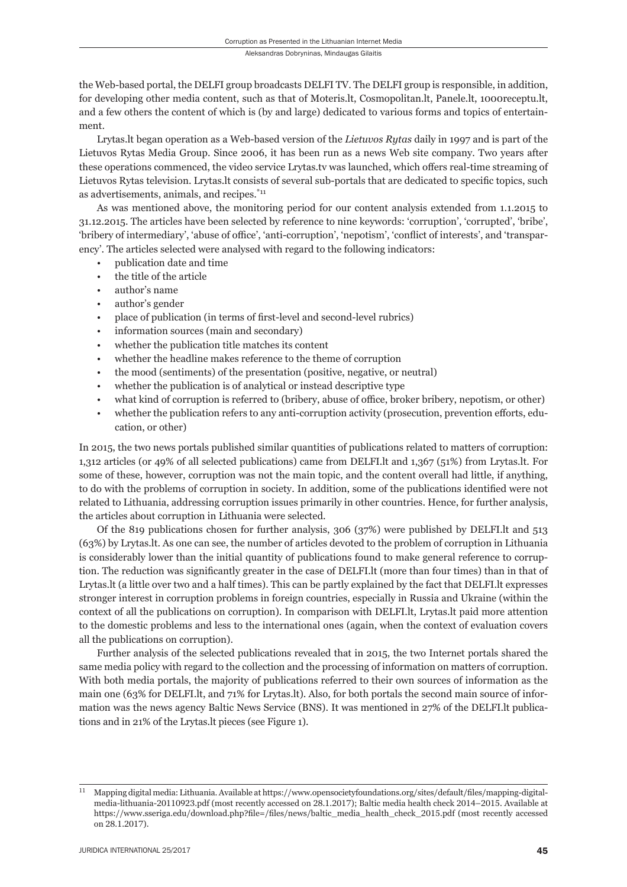the Web-based portal, the DELFI group broadcasts DELFI TV. The DELFI group is responsible, in addition, for developing other media content, such as that of Moteris.lt, Cosmopolitan.lt, Panele.lt, 1000receptu.lt, and a few others the content of which is (by and large) dedicated to various forms and topics of entertainment.

Lrytas.lt began operation as a Web-based version of the *Lietuvos Rytas* daily in 1997 and is part of the Lietuvos Rytas Media Group. Since 2006, it has been run as a news Web site company. Two years after these operations commenced, the video service Lrytas.tv was launched, which offers real-time streaming of Lietuvos Rytas television. Lrytas.lt consists of several sub-portals that are dedicated to specific topics, such as advertisements, animals, and recipes.[*11]

As was mentioned above, the monitoring period for our content analysis extended from 1.1.2015 to 31.12.2015. The articles have been selected by reference to nine keywords: 'corruption', 'corrupted', 'bribe', 'bribery of intermediary', 'abuse of office', 'anti-corruption', 'nepotism', 'conflict of interests', and 'transparency'. The articles selected were analysed with regard to the following indicators:

- publication date and time
- the title of the article
- author's name
- author's gender
- place of publication (in terms of first-level and second-level rubrics)
- information sources (main and secondary)
- whether the publication title matches its content
- whether the headline makes reference to the theme of corruption
- the mood (sentiments) of the presentation (positive, negative, or neutral)
- whether the publication is of analytical or instead descriptive type
- what kind of corruption is referred to (bribery, abuse of office, broker bribery, nepotism, or other)
- whether the publication refers to any anti-corruption activity (prosecution, prevention efforts, education, or other)

In 2015, the two news portals published similar quantities of publications related to matters of corruption: 1,312 articles (or 49% of all selected publications) came from DELFI.lt and 1,367 (51%) from Lrytas.lt. For some of these, however, corruption was not the main topic, and the content overall had little, if anything, to do with the problems of corruption in society. In addition, some of the publications identified were not related to Lithuania, addressing corruption issues primarily in other countries. Hence, for further analysis, the articles about corruption in Lithuania were selected.

Of the 819 publications chosen for further analysis, 306 (37%) were published by DELFI.lt and 513 (63%) by Lrytas.lt. As one can see, the number of articles devoted to the problem of corruption in Lithuania is considerably lower than the initial quantity of publications found to make general reference to corruption. The reduction was significantly greater in the case of DELFI.lt (more than four times) than in that of Lrytas.lt (a little over two and a half times). This can be partly explained by the fact that DELFI.lt expresses stronger interest in corruption problems in foreign countries, especially in Russia and Ukraine (within the context of all the publications on corruption). In comparison with DELFI.lt, Lrytas.lt paid more attention to the domestic problems and less to the international ones (again, when the context of evaluation covers all the publications on corruption).

Further analysis of the selected publications revealed that in 2015, the two Internet portals shared the same media policy with regard to the collection and the processing of information on matters of corruption. With both media portals, the majority of publications referred to their own sources of information as the main one (63% for DELFI.lt, and 71% for Lrytas.lt). Also, for both portals the second main source of information was the news agency Baltic News Service (BNS). It was mentioned in 27% of the DELFI.lt publications and in 21% of the Lrytas.lt pieces (see Figure 1).

---

[11] Mapping digital media: Lithuania. Available at https://www.opensocietyfoundations.org/sites/default/files/mapping-digital-media-lithuania-20110923.pdf (most recently accessed on 28.1.2017); Baltic media health check 2014–2015. Available at https://www.sseriga.edu/download.php?file=/files/news/baltic_media_health_check_2015.pdf (most recently accessed on 28.1.2017).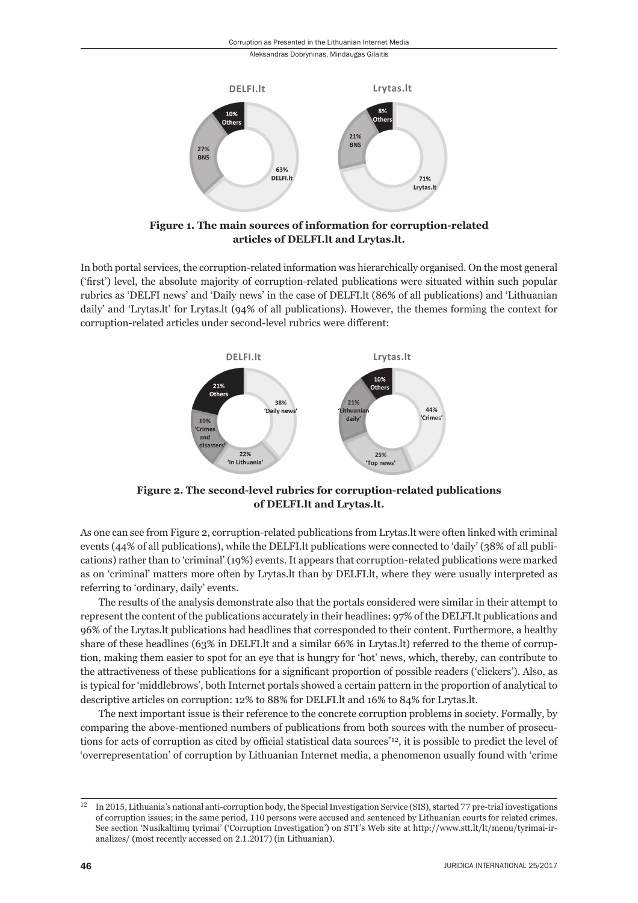**Figure 1. The main sources of information for corruption-related articles of DELFI.lt and Lrytas.lt.**

In both portal services, the corruption-related information was hierarchically organised. On the most general ('first') level, the absolute majority of corruption-related publications were situated within such popular rubrics as 'DELFI news' and 'Daily news' in the case of DELFI.lt (86% of all publications) and 'Lithuanian daily' and 'Lrytas.lt' for Lrytas.lt (94% of all publications). However, the themes forming the context for corruption-related articles under second-level rubrics were different:

**Figure 2. The second-level rubrics for corruption-related publications of DELFI.lt and Lrytas.lt.**

As one can see from Figure 2, corruption-related publications from Lrytas.lt were often linked with criminal events (44% of all publications), while the DELFI.lt publications were connected to 'daily' (38% of all publications) rather than to 'criminal' (19%) events. It appears that corruption-related publications were marked as on 'criminal' matters more often by Lrytas.lt than by DELFI.lt, where they were usually interpreted as referring to 'ordinary, daily' events.

The results of the analysis demonstrate also that the portals considered were similar in their attempt to represent the content of the publications accurately in their headlines: 97% of the DELFI.lt publications and 96% of the Lrytas.lt publications had headlines that corresponded to their content. Furthermore, a healthy share of these headlines (63% in DELFI.lt and a similar 66% in Lrytas.lt) referred to the theme of corruption, making them easier to spot for an eye that is hungry for 'hot' news, which, thereby, can contribute to the attractiveness of these publications for a significant proportion of possible readers ('clickers'). Also, as is typical for 'middlebrows', both Internet portals showed a certain pattern in the proportion of analytical to descriptive articles on corruption: 12% to 88% for DELFI.lt and 16% to 84% for Lrytas.lt.

The next important issue is their reference to the concrete corruption problems in society. Formally, by comparing the above-mentioned numbers of publications from both sources with the number of prosecutions for acts of corruption as cited by official statistical data sources[*12], it is possible to predict the level of 'overrepresentation' of corruption by Lithuanian Internet media, a phenomenon usually found with 'crime

---

[12] In 2015, Lithuania's national anti-corruption body, the Special Investigation Service (SIS), started 77 pre-trial investigations of corruption issues; in the same period, 110 persons were accused and sentenced by Lithuanian courts for related crimes. See section 'Nusikaltimų tyrimai' ('Corruption Investigation') on STT's Web site at http://www.stt.lt/lt/menu/tyrimai-ir-analizes/ (most recently accessed on 2.1.2017) (in Lithuanian).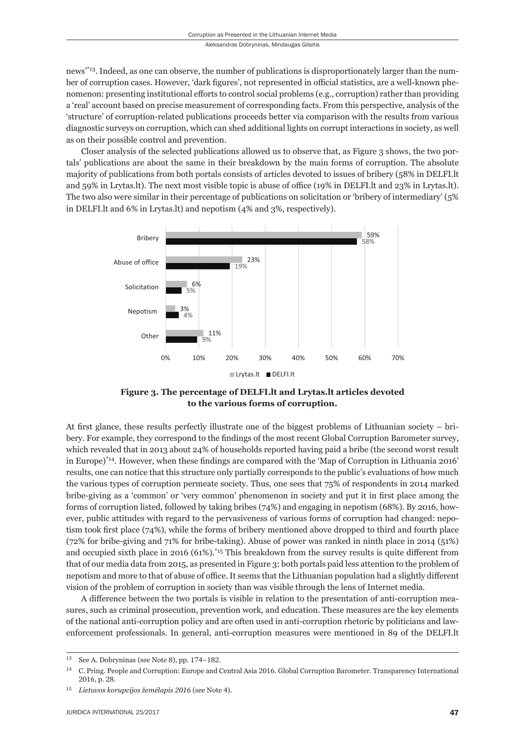news'*[13]. Indeed, as one can observe, the number of publications is disproportionately larger than the number of corruption cases. However, 'dark figures', not represented in official statistics, are a well-known phenomenon: presenting institutional efforts to control social problems (e.g., corruption) rather than providing a 'real' account based on precise measurement of corresponding facts. From this perspective, analysis of the 'structure' of corruption-related publications proceeds better via comparison with the results from various diagnostic surveys on corruption, which can shed additional lights on corrupt interactions in society, as well as on their possible control and prevention.

Closer analysis of the selected publications allowed us to observe that, as Figure 3 shows, the two portals' publications are about the same in their breakdown by the main forms of corruption. The absolute majority of publications from both portals consists of articles devoted to issues of bribery (58% in DELFI.lt and 59% in Lrytas.lt). The next most visible topic is abuse of office (19% in DELFI.lt and 23% in Lrytas.lt). The two also were similar in their percentage of publications on solicitation or 'bribery of intermediary' (5% in DELFI.lt and 6% in Lrytas.lt) and nepotism (4% and 3%, respectively).

| | Lrytas.lt | DELFI.lt |
|---|---|---|
| Bribery | 59% | 58% |
| Abuse of office | 23% | 19% |
| Solicitation | 6% | 5% |
| Nepotism | 3% | 4% |
| Other | 11% | 9% |

**Figure 3. The percentage of DELFI.lt and Lrytas.lt articles devoted to the various forms of corruption.**

At first glance, these results perfectly illustrate one of the biggest problems of Lithuanian society – bribery. For example, they correspond to the findings of the most recent Global Corruption Barometer survey, which revealed that in 2013 about 24% of households reported having paid a bribe (the second worst result in Europe)*[14]. However, when these findings are compared with the 'Map of Corruption in Lithuania 2016' results, one can notice that this structure only partially corresponds to the public's evaluations of how much the various types of corruption permeate society. Thus, one sees that 75% of respondents in 2014 marked bribe-giving as a 'common' or 'very common' phenomenon in society and put it in first place among the forms of corruption listed, followed by taking bribes (74%) and engaging in nepotism (68%). By 2016, however, public attitudes with regard to the pervasiveness of various forms of corruption had changed: nepotism took first place (74%), while the forms of bribery mentioned above dropped to third and fourth place (72% for bribe-giving and 71% for bribe-taking). Abuse of power was ranked in ninth place in 2014 (51%) and occupied sixth place in 2016 (61%).*[15] This breakdown from the survey results is quite different from that of our media data from 2015, as presented in Figure 3: both portals paid less attention to the problem of nepotism and more to that of abuse of office. It seems that the Lithuanian population had a slightly different vision of the problem of corruption in society than was visible through the lens of Internet media.

A difference between the two portals is visible in relation to the presentation of anti-corruption measures, such as criminal prosecution, prevention work, and education. These measures are the key elements of the national anti-corruption policy and are often used in anti-corruption rhetoric by politicians and law-enforcement professionals. In general, anti-corruption measures were mentioned in 89 of the DELFI.lt

---

[13] See A. Dobryninas (see Note 8), pp. 174–182.

[14] C. Pring. People and Corruption: Europe and Central Asia 2016. Global Corruption Barometer. Transparency International 2016, p. 28.

[15] *Lietuvos korupcijos žemėlapis 2016* (see Note 4).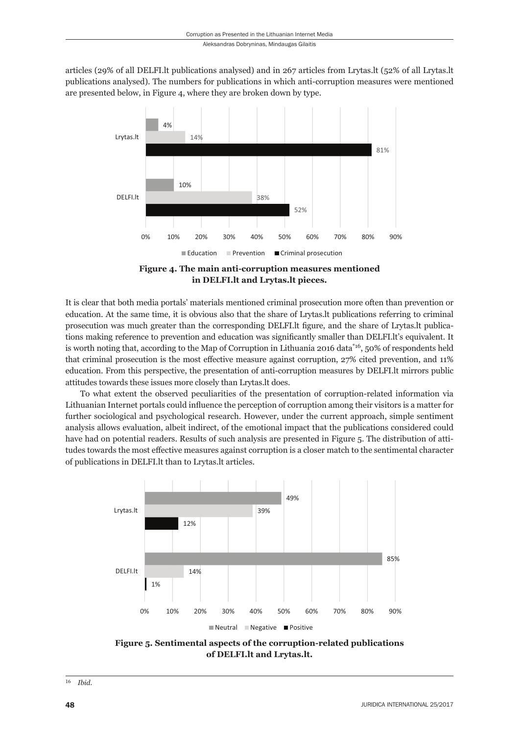articles (29% of all DELFI.lt publications analysed) and in 267 articles from Lrytas.lt (52% of all Lrytas.lt publications analysed). The numbers for publications in which anti-corruption measures were mentioned are presented below, in Figure 4, where they are broken down by type.

**Figure 4. The main anti-corruption measures mentioned in DELFI.lt and Lrytas.lt pieces.**

It is clear that both media portals' materials mentioned criminal prosecution more often than prevention or education. At the same time, it is obvious also that the share of Lrytas.lt publications referring to criminal prosecution was much greater than the corresponding DELFI.lt figure, and the share of Lrytas.lt publications making reference to prevention and education was significantly smaller than DELFI.lt's equivalent. It is worth noting that, according to the Map of Corruption in Lithuania 2016 data[*16], 50% of respondents held that criminal prosecution is the most effective measure against corruption, 27% cited prevention, and 11% education. From this perspective, the presentation of anti-corruption measures by DELFI.lt mirrors public attitudes towards these issues more closely than Lrytas.lt does.

To what extent the observed peculiarities of the presentation of corruption-related information via Lithuanian Internet portals could influence the perception of corruption among their visitors is a matter for further sociological and psychological research. However, under the current approach, simple sentiment analysis allows evaluation, albeit indirect, of the emotional impact that the publications considered could have had on potential readers. Results of such analysis are presented in Figure 5. The distribution of attitudes towards the most effective measures against corruption is a closer match to the sentimental character of publications in DELFI.lt than to Lrytas.lt articles.

**Figure 5. Sentimental aspects of the corruption-related publications of DELFI.lt and Lrytas.lt.**

[16] *Ibid.*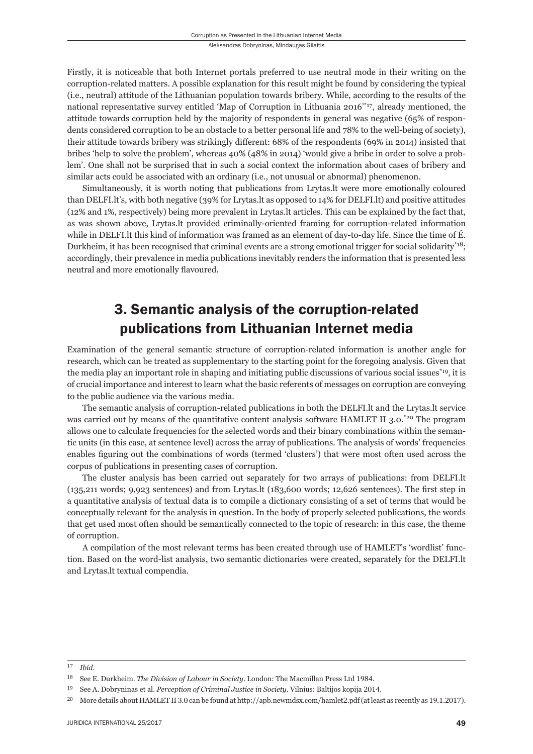Firstly, it is noticeable that both Internet portals preferred to use neutral mode in their writing on the corruption-related matters. A possible explanation for this result might be found by considering the typical (i.e., neutral) attitude of the Lithuanian population towards bribery. While, according to the results of the national representative survey entitled 'Map of Corruption in Lithuania 2016'[17], already mentioned, the attitude towards corruption held by the majority of respondents in general was negative (65% of respondents considered corruption to be an obstacle to a better personal life and 78% to the well-being of society), their attitude towards bribery was strikingly different: 68% of the respondents (69% in 2014) insisted that bribes 'help to solve the problem', whereas 40% (48% in 2014) 'would give a bribe in order to solve a problem'. One shall not be surprised that in such a social context the information about cases of bribery and similar acts could be associated with an ordinary (i.e., not unusual or abnormal) phenomenon.

Simultaneously, it is worth noting that publications from Lrytas.lt were more emotionally coloured than DELFI.lt's, with both negative (39% for Lrytas.lt as opposed to 14% for DELFI.lt) and positive attitudes (12% and 1%, respectively) being more prevalent in Lrytas.lt articles. This can be explained by the fact that, as was shown above, Lrytas.lt provided criminally-oriented framing for corruption-related information while in DELFI.lt this kind of information was framed as an element of day-to-day life. Since the time of É. Durkheim, it has been recognised that criminal events are a strong emotional trigger for social solidarity[18]; accordingly, their prevalence in media publications inevitably renders the information that is presented less neutral and more emotionally flavoured.

## 3. Semantic analysis of the corruption-related publications from Lithuanian Internet media

Examination of the general semantic structure of corruption-related information is another angle for research, which can be treated as supplementary to the starting point for the foregoing analysis. Given that the media play an important role in shaping and initiating public discussions of various social issues[19], it is of crucial importance and interest to learn what the basic referents of messages on corruption are conveying to the public audience via the various media.

The semantic analysis of corruption-related publications in both the DELFI.lt and the Lrytas.lt service was carried out by means of the quantitative content analysis software HAMLET II 3.0.[20] The program allows one to calculate frequencies for the selected words and their binary combinations within the semantic units (in this case, at sentence level) across the array of publications. The analysis of words' frequencies enables figuring out the combinations of words (termed 'clusters') that were most often used across the corpus of publications in presenting cases of corruption.

The cluster analysis has been carried out separately for two arrays of publications: from DELFI.lt (135,211 words; 9,923 sentences) and from Lrytas.lt (183,600 words; 12,626 sentences). The first step in a quantitative analysis of textual data is to compile a dictionary consisting of a set of terms that would be conceptually relevant for the analysis in question. In the body of properly selected publications, the words that get used most often should be semantically connected to the topic of research: in this case, the theme of corruption.

A compilation of the most relevant terms has been created through use of HAMLET's 'wordlist' function. Based on the word-list analysis, two semantic dictionaries were created, separately for the DELFI.lt and Lrytas.lt textual compendia.

---

[17] *Ibid.*

[18] See E. Durkheim. *The Division of Labour in Society*. London: The Macmillan Press Ltd 1984.

[19] See A. Dobryninas et al. *Perception of Criminal Justice in Society*. Vilnius: Baltijos kopija 2014.

[20] More details about HAMLET II 3.0 can be found at http://apb.newmdsx.com/hamlet2.pdf (at least as recently as 19.1.2017).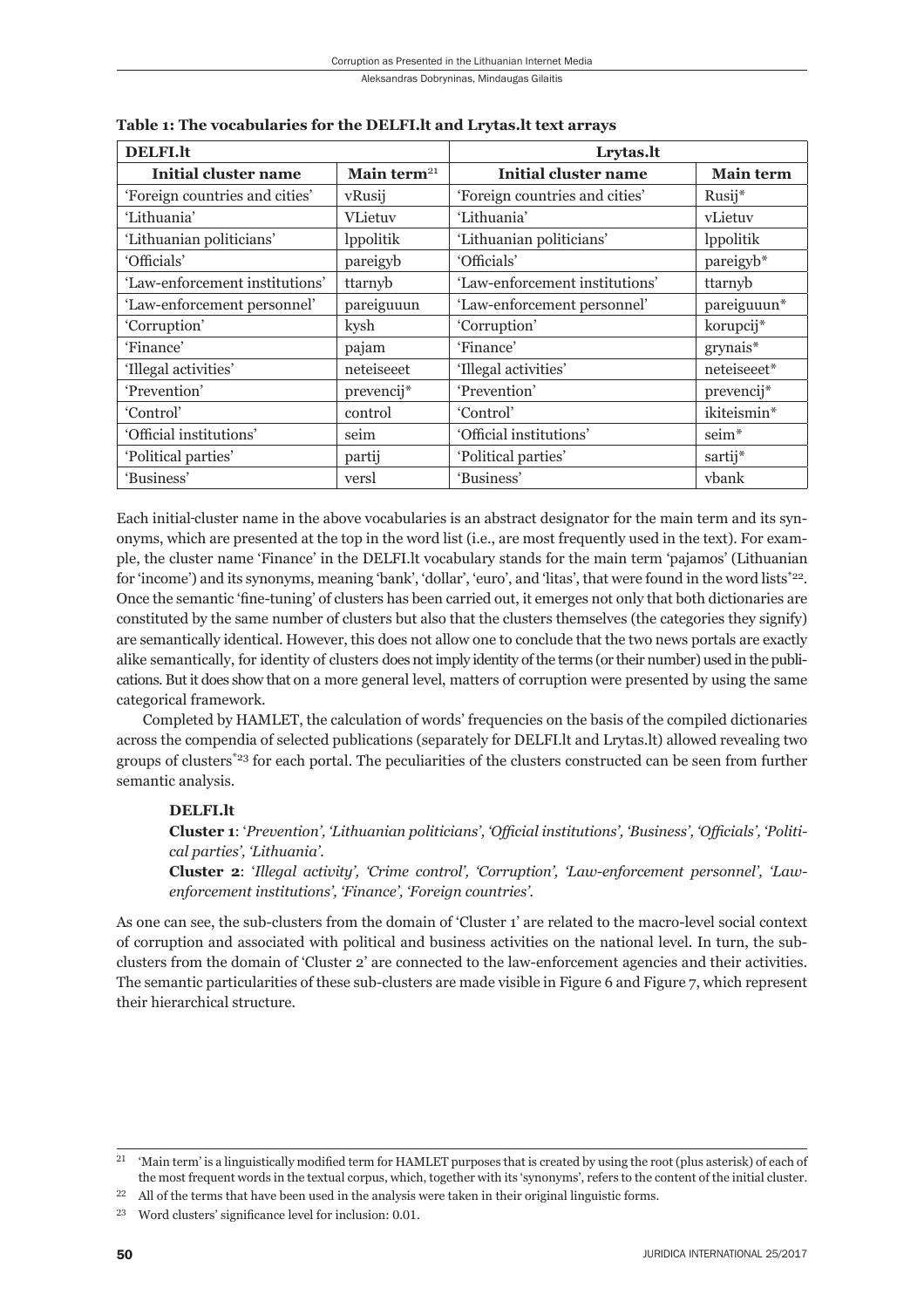**Table 1: The vocabularies for the DELFI.lt and Lrytas.lt text arrays**

| DELFI.lt | | Lrytas.lt | |
|---|---|---|---|
| **Initial cluster name** | **Main term**[21] | **Initial cluster name** | **Main term** |
| 'Foreign countries and cities' | vRusij | 'Foreign countries and cities' | Rusij* |
| 'Lithuania' | VLietuv | 'Lithuania' | vLietuv |
| 'Lithuanian politicians' | lppolitik | 'Lithuanian politicians' | lppolitik |
| 'Officials' | pareigyb | 'Officials' | pareigyb* |
| 'Law-enforcement institutions' | ttarnyb | 'Law-enforcement institutions' | ttarnyb |
| 'Law-enforcement personnel' | pareiguuun | 'Law-enforcement personnel' | pareiguuun* |
| 'Corruption' | kysh | 'Corruption' | korupcij* |
| 'Finance' | pajam | 'Finance' | grynais* |
| 'Illegal activities' | neteiseeet | 'Illegal activities' | neteiseeet* |
| 'Prevention' | prevencij* | 'Prevention' | prevencij* |
| 'Control' | control | 'Control' | ikiteismin* |
| 'Official institutions' | seim | 'Official institutions' | seim* |
| 'Political parties' | partij | 'Political parties' | sartij* |
| 'Business' | versl | 'Business' | vbank |

Each initial-cluster name in the above vocabularies is an abstract designator for the main term and its synonyms, which are presented at the top in the word list (i.e., are most frequently used in the text). For example, the cluster name 'Finance' in the DELFI.lt vocabulary stands for the main term 'pajamos' (Lithuanian for 'income') and its synonyms, meaning 'bank', 'dollar', 'euro', and 'litas', that were found in the word lists[*22]. Once the semantic 'fine-tuning' of clusters has been carried out, it emerges not only that both dictionaries are constituted by the same number of clusters but also that the clusters themselves (the categories they signify) are semantically identical. However, this does not allow one to conclude that the two news portals are exactly alike semantically, for identity of clusters does not imply identity of the terms (or their number) used in the publications. But it does show that on a more general level, matters of corruption were presented by using the same categorical framework.

Completed by HAMLET, the calculation of words' frequencies on the basis of the compiled dictionaries across the compendia of selected publications (separately for DELFI.lt and Lrytas.lt) allowed revealing two groups of clusters[*23] for each portal. The peculiarities of the clusters constructed can be seen from further semantic analysis.

**DELFI.lt**

**Cluster 1**: *'Prevention', 'Lithuanian politicians', 'Official institutions', 'Business', 'Officials', 'Political parties', 'Lithuania'.*

**Cluster 2**: *'Illegal activity', 'Crime control', 'Corruption', 'Law-enforcement personnel', 'Law-enforcement institutions', 'Finance', 'Foreign countries'.*

As one can see, the sub-clusters from the domain of 'Cluster 1' are related to the macro-level social context of corruption and associated with political and business activities on the national level. In turn, the sub-clusters from the domain of 'Cluster 2' are connected to the law-enforcement agencies and their activities. The semantic particularities of these sub-clusters are made visible in Figure 6 and Figure 7, which represent their hierarchical structure.

---

[21] 'Main term' is a linguistically modified term for HAMLET purposes that is created by using the root (plus asterisk) of each of the most frequent words in the textual corpus, which, together with its 'synonyms', refers to the content of the initial cluster.

[22] All of the terms that have been used in the analysis were taken in their original linguistic forms.

[23] Word clusters' significance level for inclusion: 0.01.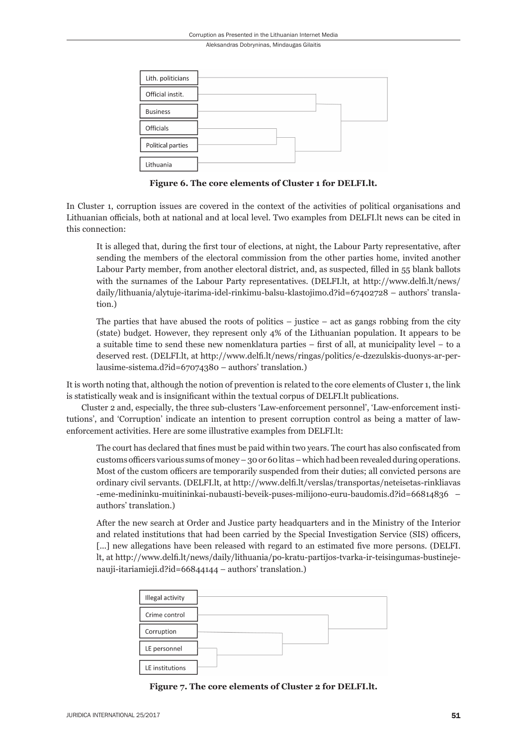| Lith. politicians |
|---|
| Official instit. |
| Business |
| Officials |
| Political parties |
| Lithuania |

**Figure 6. The core elements of Cluster 1 for DELFI.lt.**

In Cluster 1, corruption issues are covered in the context of the activities of political organisations and Lithuanian officials, both at national and at local level. Two examples from DELFI.lt news can be cited in this connection:

> It is alleged that, during the first tour of elections, at night, the Labour Party representative, after sending the members of the electoral commission from the other parties home, invited another Labour Party member, from another electoral district, and, as suspected, filled in 55 blank ballots with the surnames of the Labour Party representatives. (DELFI.lt, at http://www.delfi.lt/news/daily/lithuania/alytuje-itarima-idel-rinkimu-balsu-klastojimo.d?id=67402728 – authors' translation.)

> The parties that have abused the roots of politics – justice – act as gangs robbing from the city (state) budget. However, they represent only 4% of the Lithuanian population. It appears to be a suitable time to send these new nomenklatura parties – first of all, at municipality level – to a deserved rest. (DELFI.lt, at http://www.delfi.lt/news/ringas/politics/e-dzezulskis-duonys-ar-perlausime-sistema.d?id=67074380 – authors' translation.)

It is worth noting that, although the notion of prevention is related to the core elements of Cluster 1, the link is statistically weak and is insignificant within the textual corpus of DELFI.lt publications.

Cluster 2 and, especially, the three sub-clusters 'Law-enforcement personnel', 'Law-enforcement institutions', and 'Corruption' indicate an intention to present corruption control as being a matter of law-enforcement activities. Here are some illustrative examples from DELFI.lt:

> The court has declared that fines must be paid within two years. The court has also confiscated from customs officers various sums of money – 30 or 60 litas – which had been revealed during operations. Most of the custom officers are temporarily suspended from their duties; all convicted persons are ordinary civil servants. (DELFI.lt, at http://www.delfi.lt/verslas/transportas/neteisetas-rinkliavas-eme-medininku-muitininkai-nubausti-beveik-puses-milijono-euru-baudomis.d?id=66814836 – authors' translation.)

> After the new search at Order and Justice party headquarters and in the Ministry of the Interior and related institutions that had been carried by the Special Investigation Service (SIS) officers, [...] new allegations have been released with regard to an estimated five more persons. (DELFI.lt, at http://www.delfi.lt/news/daily/lithuania/po-kratu-partijos-tvarka-ir-teisingumas-bustineje-nauji-itariamieji.d?id=66844144 – authors' translation.)

| Illegal activity |
|---|
| Crime control |
| Corruption |
| LE personnel |
| LE institutions |

**Figure 7. The core elements of Cluster 2 for DELFI.lt.**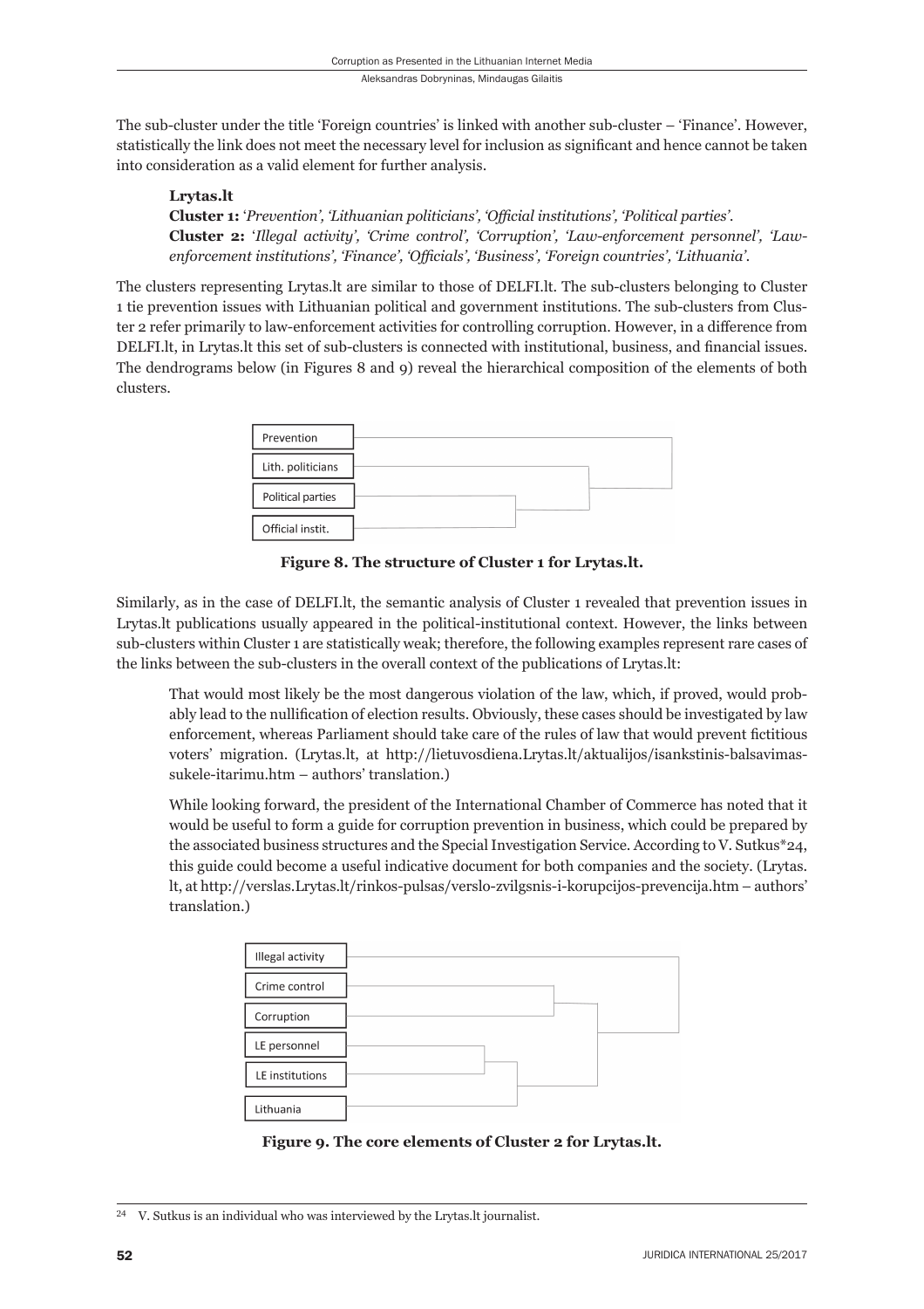The sub-cluster under the title 'Foreign countries' is linked with another sub-cluster – 'Finance'. However, statistically the link does not meet the necessary level for inclusion as significant and hence cannot be taken into consideration as a valid element for further analysis.

> **Lrytas.lt**
>
> **Cluster 1:** '*Prevention', 'Lithuanian politicians', 'Official institutions', 'Political parties'.*
>
> **Cluster 2:** '*Illegal activity', 'Crime control', 'Corruption', 'Law-enforcement personnel', 'Law-enforcement institutions', 'Finance', 'Officials', 'Business', 'Foreign countries', 'Lithuania'.*

The clusters representing Lrytas.lt are similar to those of DELFI.lt. The sub-clusters belonging to Cluster 1 tie prevention issues with Lithuanian political and government institutions. The sub-clusters from Cluster 2 refer primarily to law-enforcement activities for controlling corruption. However, in a difference from DELFI.lt, in Lrytas.lt this set of sub-clusters is connected with institutional, business, and financial issues. The dendrograms below (in Figures 8 and 9) reveal the hierarchical composition of the elements of both clusters.

**Figure 8. The structure of Cluster 1 for Lrytas.lt.**

Similarly, as in the case of DELFI.lt, the semantic analysis of Cluster 1 revealed that prevention issues in Lrytas.lt publications usually appeared in the political-institutional context. However, the links between sub-clusters within Cluster 1 are statistically weak; therefore, the following examples represent rare cases of the links between the sub-clusters in the overall context of the publications of Lrytas.lt:

> That would most likely be the most dangerous violation of the law, which, if proved, would probably lead to the nullification of election results. Obviously, these cases should be investigated by law enforcement, whereas Parliament should take care of the rules of law that would prevent fictitious voters' migration. (Lrytas.lt, at http://lietuvosdiena.Lrytas.lt/aktualijos/isankstinis-balsavimas-sukele-itarimu.htm – authors' translation.)
>
> While looking forward, the president of the International Chamber of Commerce has noted that it would be useful to form a guide for corruption prevention in business, which could be prepared by the associated business structures and the Special Investigation Service. According to V. Sutkus*[24], this guide could become a useful indicative document for both companies and the society. (Lrytas.lt, at http://verslas.Lrytas.lt/rinkos-pulsas/verslo-zvilgsnis-i-korupcijos-prevencija.htm – authors' translation.)

**Figure 9. The core elements of Cluster 2 for Lrytas.lt.**

---

[24] V. Sutkus is an individual who was interviewed by the Lrytas.lt journalist.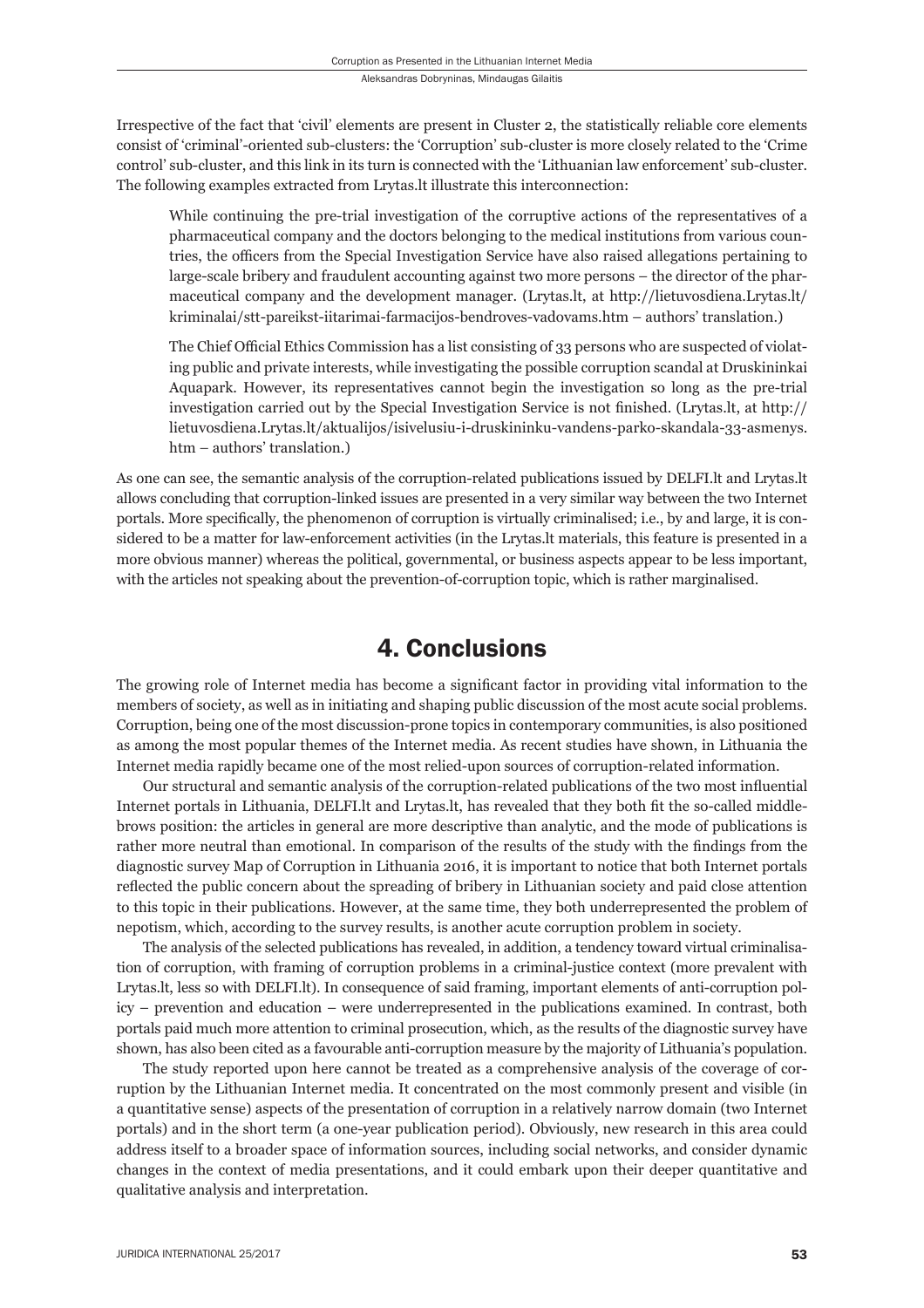Irrespective of the fact that 'civil' elements are present in Cluster 2, the statistically reliable core elements consist of 'criminal'-oriented sub-clusters: the 'Corruption' sub-cluster is more closely related to the 'Crime control' sub-cluster, and this link in its turn is connected with the 'Lithuanian law enforcement' sub-cluster. The following examples extracted from Lrytas.lt illustrate this interconnection:

> While continuing the pre-trial investigation of the corruptive actions of the representatives of a pharmaceutical company and the doctors belonging to the medical institutions from various countries, the officers from the Special Investigation Service have also raised allegations pertaining to large-scale bribery and fraudulent accounting against two more persons – the director of the pharmaceutical company and the development manager. (Lrytas.lt, at http://lietuvosdiena.Lrytas.lt/kriminalai/stt-pareikst-iitarimai-farmacijos-bendroves-vadovams.htm – authors' translation.)

> The Chief Official Ethics Commission has a list consisting of 33 persons who are suspected of violating public and private interests, while investigating the possible corruption scandal at Druskininkai Aquapark. However, its representatives cannot begin the investigation so long as the pre-trial investigation carried out by the Special Investigation Service is not finished. (Lrytas.lt, at http://lietuvosdiena.Lrytas.lt/aktualijos/isivelusiu-i-druskininku-vandens-parko-skandala-33-asmenys.htm – authors' translation.)

As one can see, the semantic analysis of the corruption-related publications issued by DELFI.lt and Lrytas.lt allows concluding that corruption-linked issues are presented in a very similar way between the two Internet portals. More specifically, the phenomenon of corruption is virtually criminalised; i.e., by and large, it is considered to be a matter for law-enforcement activities (in the Lrytas.lt materials, this feature is presented in a more obvious manner) whereas the political, governmental, or business aspects appear to be less important, with the articles not speaking about the prevention-of-corruption topic, which is rather marginalised.

## 4. Conclusions

The growing role of Internet media has become a significant factor in providing vital information to the members of society, as well as in initiating and shaping public discussion of the most acute social problems. Corruption, being one of the most discussion-prone topics in contemporary communities, is also positioned as among the most popular themes of the Internet media. As recent studies have shown, in Lithuania the Internet media rapidly became one of the most relied-upon sources of corruption-related information.

Our structural and semantic analysis of the corruption-related publications of the two most influential Internet portals in Lithuania, DELFI.lt and Lrytas.lt, has revealed that they both fit the so-called middle-brows position: the articles in general are more descriptive than analytic, and the mode of publications is rather more neutral than emotional. In comparison of the results of the study with the findings from the diagnostic survey Map of Corruption in Lithuania 2016, it is important to notice that both Internet portals reflected the public concern about the spreading of bribery in Lithuanian society and paid close attention to this topic in their publications. However, at the same time, they both underrepresented the problem of nepotism, which, according to the survey results, is another acute corruption problem in society.

The analysis of the selected publications has revealed, in addition, a tendency toward virtual criminalisation of corruption, with framing of corruption problems in a criminal-justice context (more prevalent with Lrytas.lt, less so with DELFI.lt). In consequence of said framing, important elements of anti-corruption policy – prevention and education – were underrepresented in the publications examined. In contrast, both portals paid much more attention to criminal prosecution, which, as the results of the diagnostic survey have shown, has also been cited as a favourable anti-corruption measure by the majority of Lithuania's population.

The study reported upon here cannot be treated as a comprehensive analysis of the coverage of corruption by the Lithuanian Internet media. It concentrated on the most commonly present and visible (in a quantitative sense) aspects of the presentation of corruption in a relatively narrow domain (two Internet portals) and in the short term (a one-year publication period). Obviously, new research in this area could address itself to a broader space of information sources, including social networks, and consider dynamic changes in the context of media presentations, and it could embark upon their deeper quantitative and qualitative analysis and interpretation.